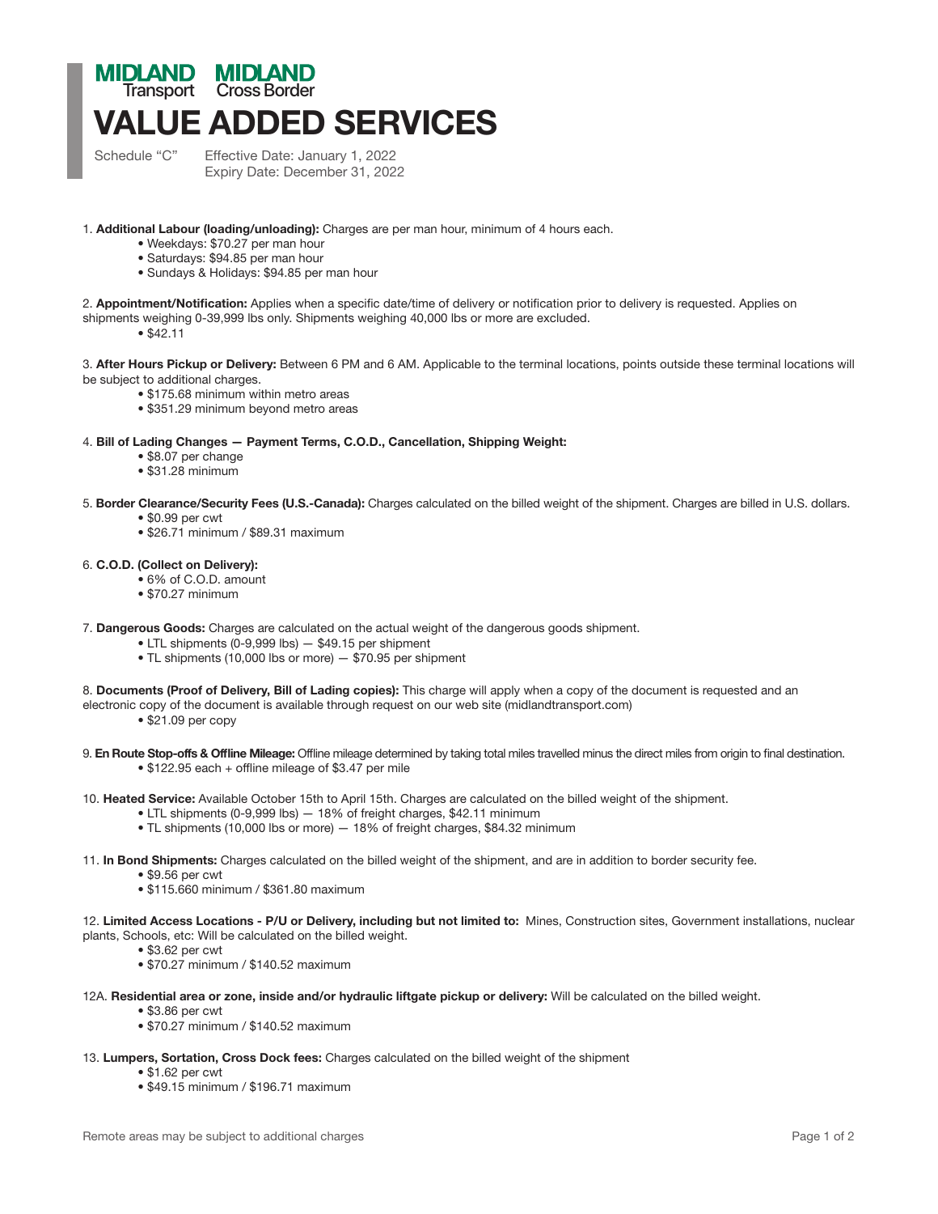**MIDLAND** Transport **MIDLAND** Cross Border

# VALUE ADDED SERVICES

Schedule "C" Effective Date: January 1, 2022
Expiry Date: December 31, 2022

1. **Additional Labour (loading/unloading):** Charges are per man hour, minimum of 4 hours each.
   - Weekdays: $70.27 per man hour
   - Saturdays: $94.85 per man hour
   - Sundays & Holidays: $94.85 per man hour

2. **Appointment/Notification:** Applies when a specific date/time of delivery or notification prior to delivery is requested. Applies on shipments weighing 0-39,999 lbs only. Shipments weighing 40,000 lbs or more are excluded.
   - $42.11

3. **After Hours Pickup or Delivery:** Between 6 PM and 6 AM. Applicable to the terminal locations, points outside these terminal locations will be subject to additional charges.
   - $175.68 minimum within metro areas
   - $351.29 minimum beyond metro areas

4. **Bill of Lading Changes — Payment Terms, C.O.D., Cancellation, Shipping Weight:**
   - $8.07 per change
   - $31.28 minimum

5. **Border Clearance/Security Fees (U.S.-Canada):** Charges calculated on the billed weight of the shipment. Charges are billed in U.S. dollars.
   - $0.99 per cwt
   - $26.71 minimum / $89.31 maximum

6. **C.O.D. (Collect on Delivery):**
   - 6% of C.O.D. amount
   - $70.27 minimum

7. **Dangerous Goods:** Charges are calculated on the actual weight of the dangerous goods shipment.
   - LTL shipments (0-9,999 lbs) — $49.15 per shipment
   - TL shipments (10,000 lbs or more) — $70.95 per shipment

8. **Documents (Proof of Delivery, Bill of Lading copies):** This charge will apply when a copy of the document is requested and an electronic copy of the document is available through request on our web site (midlandtransport.com)
   - $21.09 per copy

9. **En Route Stop-offs & Offline Mileage:** Offline mileage determined by taking total miles travelled minus the direct miles from origin to final destination.
   - $122.95 each + offline mileage of $3.47 per mile

10. **Heated Service:** Available October 15th to April 15th. Charges are calculated on the billed weight of the shipment.
    - LTL shipments (0-9,999 lbs) — 18% of freight charges, $42.11 minimum
    - TL shipments (10,000 lbs or more) — 18% of freight charges, $84.32 minimum

11. **In Bond Shipments:** Charges calculated on the billed weight of the shipment, and are in addition to border security fee.
    - $9.56 per cwt
    - $115.660 minimum / $361.80 maximum

12. **Limited Access Locations - P/U or Delivery, including but not limited to:** Mines, Construction sites, Government installations, nuclear plants, Schools, etc: Will be calculated on the billed weight.
    - $3.62 per cwt
    - $70.27 minimum / $140.52 maximum

12A. **Residential area or zone, inside and/or hydraulic liftgate pickup or delivery:** Will be calculated on the billed weight.
   - $3.86 per cwt
   - $70.27 minimum / $140.52 maximum

13. **Lumpers, Sortation, Cross Dock fees:** Charges calculated on the billed weight of the shipment
    - $1.62 per cwt
    - $49.15 minimum / $196.71 maximum

Remote areas may be subject to additional charges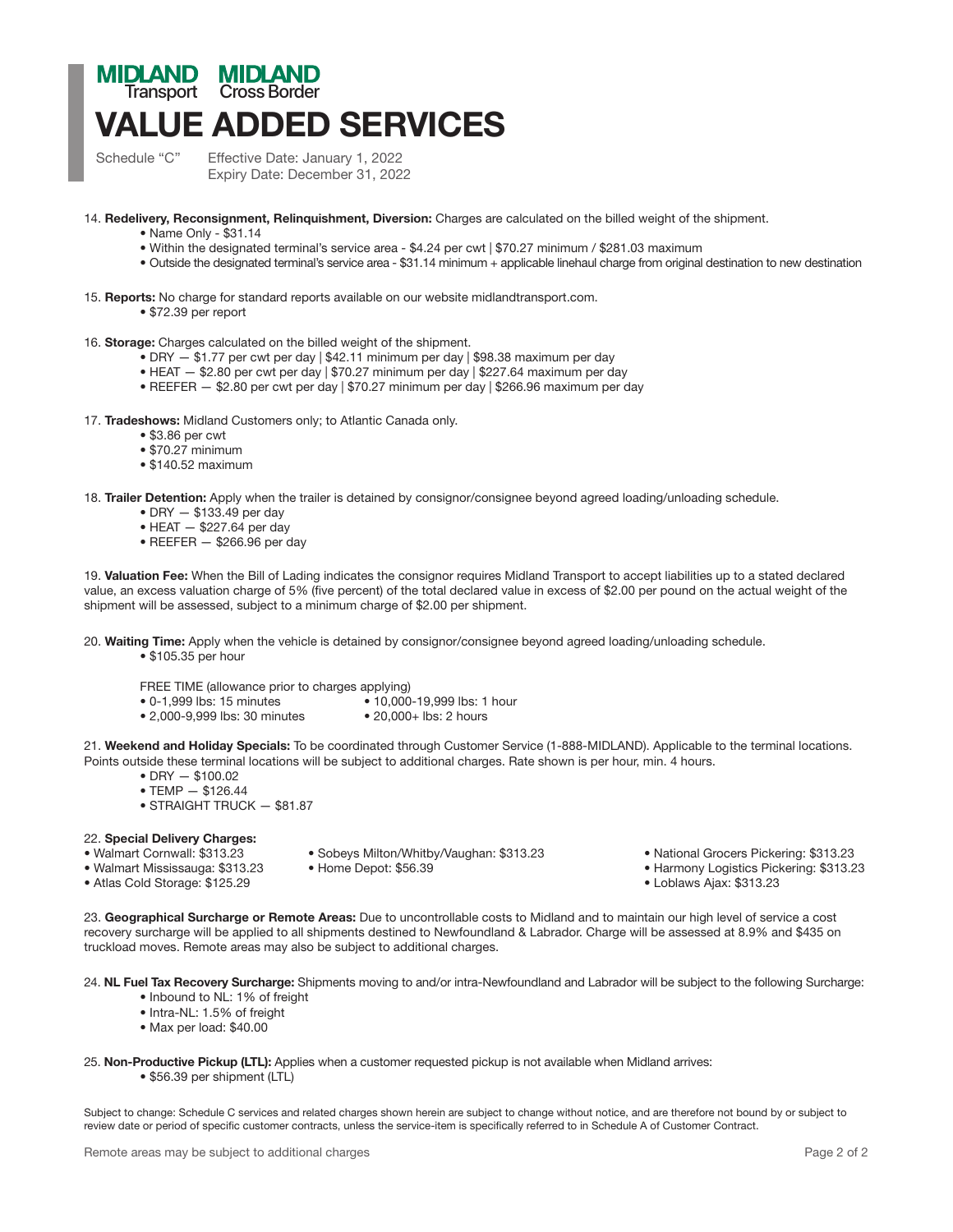MIDLAND Transport MIDLAND Cross Border

# VALUE ADDED SERVICES

Schedule "C" Effective Date: January 1, 2022
Expiry Date: December 31, 2022

14. **Redelivery, Reconsignment, Relinquishment, Diversion:** Charges are calculated on the billed weight of the shipment.
    - Name Only - $31.14
    - Within the designated terminal's service area - $4.24 per cwt | $70.27 minimum / $281.03 maximum
    - Outside the designated terminal's service area - $31.14 minimum + applicable linehaul charge from original destination to new destination

15. **Reports:** No charge for standard reports available on our website midlandtransport.com.
    - $72.39 per report

16. **Storage:** Charges calculated on the billed weight of the shipment.
    - DRY — $1.77 per cwt per day | $42.11 minimum per day | $98.38 maximum per day
    - HEAT — $2.80 per cwt per day | $70.27 minimum per day | $227.64 maximum per day
    - REEFER — $2.80 per cwt per day | $70.27 minimum per day | $266.96 maximum per day

17. **Tradeshows:** Midland Customers only; to Atlantic Canada only.
    - $3.86 per cwt
    - $70.27 minimum
    - $140.52 maximum

18. **Trailer Detention:** Apply when the trailer is detained by consignor/consignee beyond agreed loading/unloading schedule.
    - DRY — $133.49 per day
    - HEAT — $227.64 per day
    - REEFER — $266.96 per day

19. **Valuation Fee:** When the Bill of Lading indicates the consignor requires Midland Transport to accept liabilities up to a stated declared value, an excess valuation charge of 5% (five percent) of the total declared value in excess of $2.00 per pound on the actual weight of the shipment will be assessed, subject to a minimum charge of $2.00 per shipment.

20. **Waiting Time:** Apply when the vehicle is detained by consignor/consignee beyond agreed loading/unloading schedule.
    - $105.35 per hour

    FREE TIME (allowance prior to charges applying)
    - 0-1,999 lbs: 15 minutes
    - 2,000-9,999 lbs: 30 minutes
    - 10,000-19,999 lbs: 1 hour
    - 20,000+ lbs: 2 hours

21. **Weekend and Holiday Specials:** To be coordinated through Customer Service (1-888-MIDLAND). Applicable to the terminal locations. Points outside these terminal locations will be subject to additional charges. Rate shown is per hour, min. 4 hours.
    - DRY — $100.02
    - TEMP — $126.44
    - STRAIGHT TRUCK — $81.87

22. **Special Delivery Charges:**
    - Walmart Cornwall: $313.23
    - Walmart Mississauga: $313.23
    - Atlas Cold Storage: $125.29
    - Sobeys Milton/Whitby/Vaughan: $313.23
    - Home Depot: $56.39
    - National Grocers Pickering: $313.23
    - Harmony Logistics Pickering: $313.23
    - Loblaws Ajax: $313.23

23. **Geographical Surcharge or Remote Areas:** Due to uncontrollable costs to Midland and to maintain our high level of service a cost recovery surcharge will be applied to all shipments destined to Newfoundland & Labrador. Charge will be assessed at 8.9% and $435 on truckload moves. Remote areas may also be subject to additional charges.

24. **NL Fuel Tax Recovery Surcharge:** Shipments moving to and/or intra-Newfoundland and Labrador will be subject to the following Surcharge:
    - Inbound to NL: 1% of freight
    - Intra-NL: 1.5% of freight
    - Max per load: $40.00

25. **Non-Productive Pickup (LTL):** Applies when a customer requested pickup is not available when Midland arrives:
    - $56.39 per shipment (LTL)

Subject to change: Schedule C services and related charges shown herein are subject to change without notice, and are therefore not bound by or subject to review date or period of specific customer contracts, unless the service-item is specifically referred to in Schedule A of Customer Contract.

Remote areas may be subject to additional charges